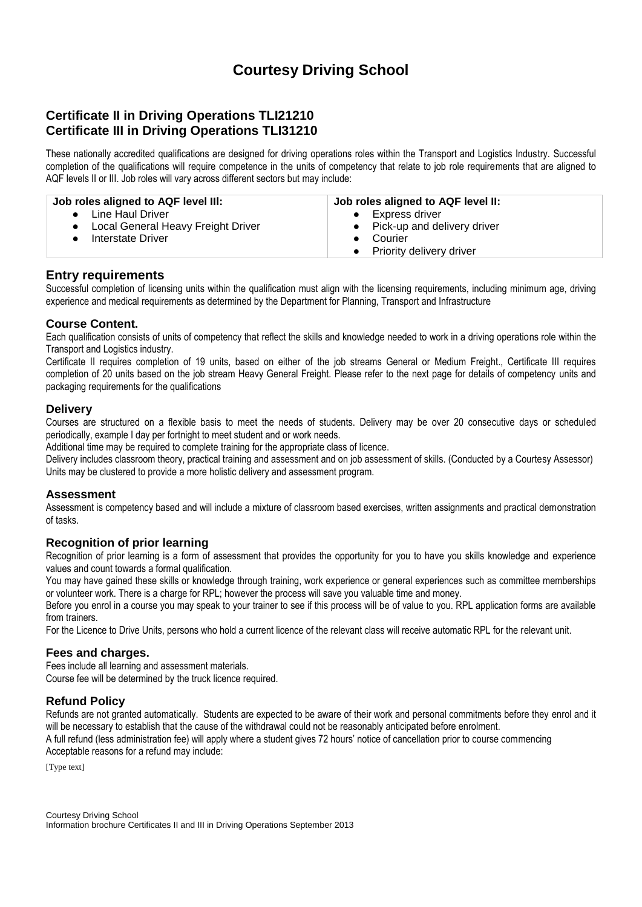# Courtesy Driving School

## Certificate II in Driving Operations TLI21210
## Certificate III in Driving Operations TLI31210

These nationally accredited qualifications are designed for driving operations roles within the Transport and Logistics Industry. Successful completion of the qualifications will require competence in the units of competency that relate to job role requirements that are aligned to AQF levels II or III. Job roles will vary across different sectors but may include:

| Job roles aligned to AQF level III: | Job roles aligned to AQF level II: |
|---|---|
| • Line Haul Driver<br>• Local General Heavy Freight Driver<br>• Interstate Driver | • Express driver<br>• Pick-up and delivery driver<br>• Courier<br>• Priority delivery driver |

### Entry requirements

Successful completion of licensing units within the qualification must align with the licensing requirements, including minimum age, driving experience and medical requirements as determined by the Department for Planning, Transport and Infrastructure

### Course Content.

Each qualification consists of units of competency that reflect the skills and knowledge needed to work in a driving operations role within the Transport and Logistics industry.

Certificate II requires completion of 19 units, based on either of the job streams General or Medium Freight., Certificate III requires completion of 20 units based on the job stream Heavy General Freight. Please refer to the next page for details of competency units and packaging requirements for the qualifications

### Delivery

Courses are structured on a flexible basis to meet the needs of students. Delivery may be over 20 consecutive days or scheduled periodically, example I day per fortnight to meet student and or work needs.

Additional time may be required to complete training for the appropriate class of licence.

Delivery includes classroom theory, practical training and assessment and on job assessment of skills. (Conducted by a Courtesy Assessor)

Units may be clustered to provide a more holistic delivery and assessment program.

### Assessment

Assessment is competency based and will include a mixture of classroom based exercises, written assignments and practical demonstration of tasks.

### Recognition of prior learning

Recognition of prior learning is a form of assessment that provides the opportunity for you to have you skills knowledge and experience values and count towards a formal qualification.

You may have gained these skills or knowledge through training, work experience or general experiences such as committee memberships or volunteer work. There is a charge for RPL; however the process will save you valuable time and money.

Before you enrol in a course you may speak to your trainer to see if this process will be of value to you. RPL application forms are available from trainers.

For the Licence to Drive Units, persons who hold a current licence of the relevant class will receive automatic RPL for the relevant unit.

### Fees and charges.

Fees include all learning and assessment materials.

Course fee will be determined by the truck licence required.

### Refund Policy

Refunds are not granted automatically. Students are expected to be aware of their work and personal commitments before they enrol and it will be necessary to establish that the cause of the withdrawal could not be reasonably anticipated before enrolment.

A full refund (less administration fee) will apply where a student gives 72 hours' notice of cancellation prior to course commencing

Acceptable reasons for a refund may include:

[Type text]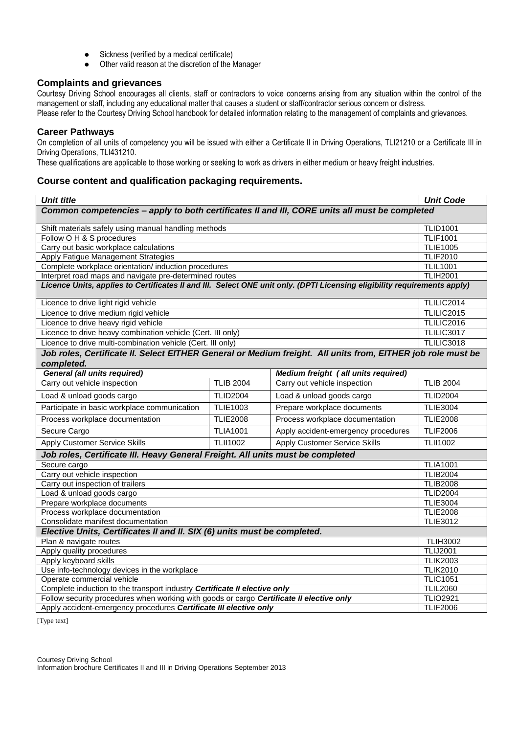- Sickness (verified by a medical certificate)
- Other valid reason at the discretion of the Manager

### Complaints and grievances

Courtesy Driving School encourages all clients, staff or contractors to voice concerns arising from any situation within the control of the management or staff, including any educational matter that causes a student or staff/contractor serious concern or distress.
Please refer to the Courtesy Driving School handbook for detailed information relating to the management of complaints and grievances.

### Career Pathways

On completion of all units of competency you will be issued with either a Certificate II in Driving Operations, TLI21210 or a Certificate III in Driving Operations, TLI431210.
These qualifications are applicable to those working or seeking to work as drivers in either medium or heavy freight industries.

### Course content and qualification packaging requirements.

| *Unit title* | | | *Unit Code* |
|---|---|---|---|
| ***Common competencies – apply to both certificates II and III, CORE units all must be completed*** | | | |
| Shift materials safely using manual handling methods | | | TLID1001 |
| Follow O H & S procedures | | | TLIF1001 |
| Carry out basic workplace calculations | | | TLIE1005 |
| Apply Fatigue Management Strategies | | | TLIF2010 |
| Complete workplace orientation/ induction procedures | | | TLIL1001 |
| Interpret road maps and navigate pre-determined routes | | | TLIH2001 |
| ***Licence Units, applies to Certificates II and III. Select ONE unit only. (DPTI Licensing eligibility requirements apply)*** | | | |
| Licence to drive light rigid vehicle | | | TLILIC2014 |
| Licence to drive medium rigid vehicle | | | TLILIC2015 |
| Licence to drive heavy rigid vehicle | | | TLILIC2016 |
| Licence to drive heavy combination vehicle (Cert. III only) | | | TLILIC3017 |
| Licence to drive multi-combination vehicle (Cert. III only) | | | TLILIC3018 |
| ***Job roles, Certificate II. Select EITHER General or Medium freight. All units from, EITHER job role must be completed.*** | | | |
| ***General (all units required)*** | | ***Medium freight ( all units required)*** | |
| Carry out vehicle inspection | TLIB 2004 | Carry out vehicle inspection | TLIB 2004 |
| Load & unload goods cargo | TLID2004 | Load & unload goods cargo | TLID2004 |
| Participate in basic workplace communication | TLIE1003 | Prepare workplace documents | TLIE3004 |
| Process workplace documentation | TLIE2008 | Process workplace documentation | TLIE2008 |
| Secure Cargo | TLIA1001 | Apply accident-emergency procedures | TLIF2006 |
| Apply Customer Service Skills | TLII1002 | Apply Customer Service Skills | TLII1002 |
| ***Job roles, Certificate III. Heavy General Freight. All units must be completed*** | | | |
| Secure cargo | | | TLIA1001 |
| Carry out vehicle inspection | | | TLIB2004 |
| Carry out inspection of trailers | | | TLIB2008 |
| Load & unload goods cargo | | | TLID2004 |
| Prepare workplace documents | | | TLIE3004 |
| Process workplace documentation | | | TLIE2008 |
| Consolidate manifest documentation | | | TLIE3012 |
| ***Elective Units, Certificates II and II. SIX (6) units must be completed.*** | | | |
| Plan & navigate routes | | | TLIH3002 |
| Apply quality procedures | | | TLIJ2001 |
| Apply keyboard skills | | | TLIK2003 |
| Use info-technology devices in the workplace | | | TLIK2010 |
| Operate commercial vehicle | | | TLIC1051 |
| Complete induction to the transport industry ***Certificate II elective only*** | | | TLIL2060 |
| Follow security procedures when working with goods or cargo ***Certificate II elective only*** | | | TLIO2921 |
| Apply accident-emergency procedures ***Certificate III elective only*** | | | TLIF2006 |

[Type text]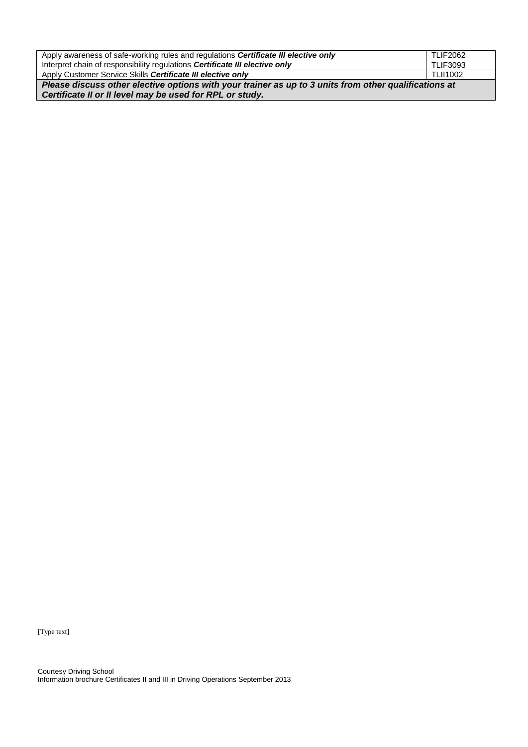| | |
|---|---|
| Apply awareness of safe-working rules and regulations ***Certificate III elective only*** | TLIF2062 |
| Interpret chain of responsibility regulations ***Certificate III elective only*** | TLIF3093 |
| Apply Customer Service Skills ***Certificate III elective only*** | TLII1002 |
| ***Please discuss other elective options with your trainer as up to 3 units from other qualifications at Certificate II or II level may be used for RPL or study.*** | |

[Type text]